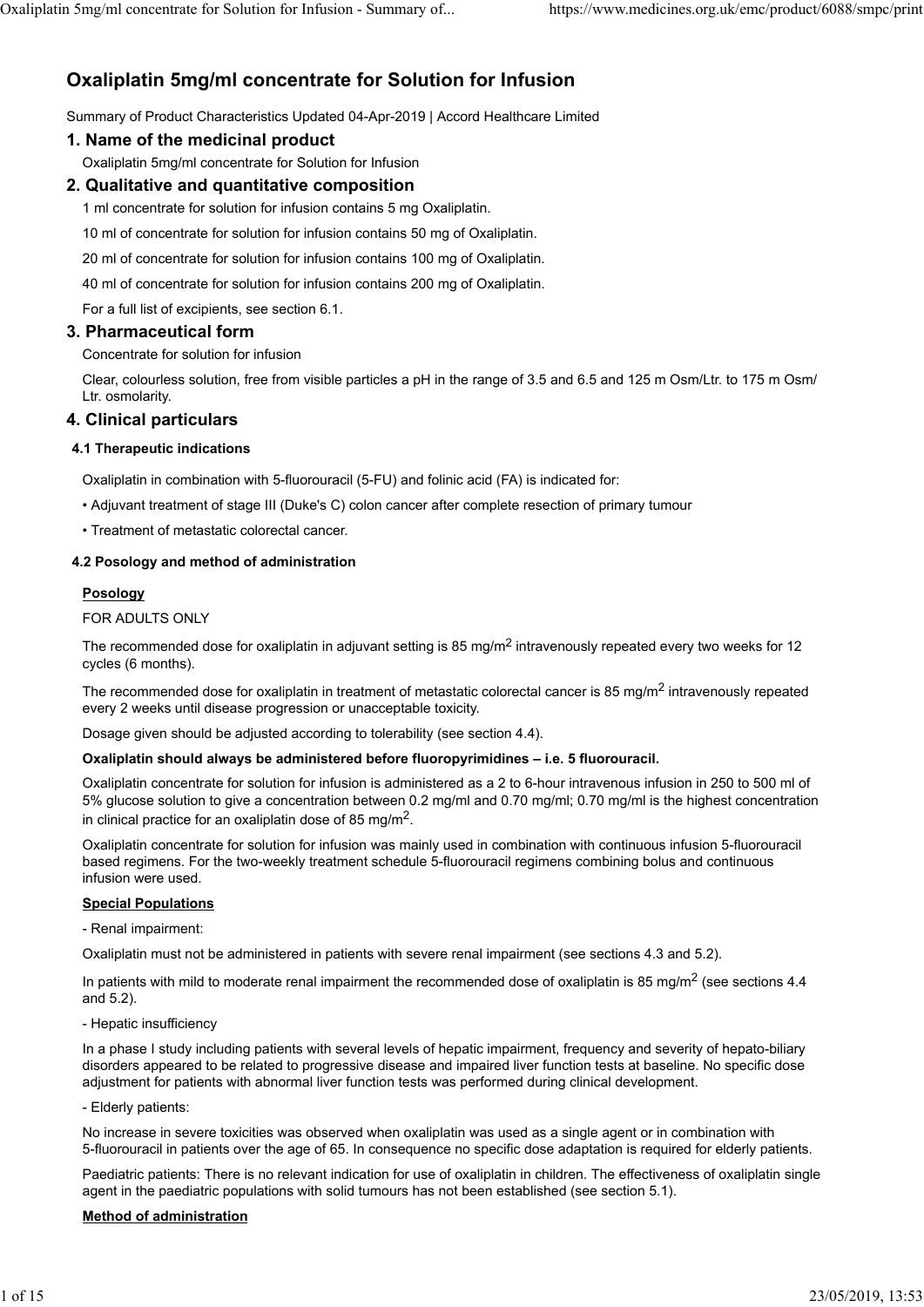# Oxaliplatin 5mg/ml concentrate for Solution for Infusion

Summary of Product Characteristics Updated 04-Apr-2019 | Accord Healthcare Limited

## 1. Name of the medicinal product

Oxaliplatin 5mg/ml concentrate for Solution for Infusion

## 2. Qualitative and quantitative composition

1 ml concentrate for solution for infusion contains 5 mg Oxaliplatin.

10 ml of concentrate for solution for infusion contains 50 mg of Oxaliplatin.

20 ml of concentrate for solution for infusion contains 100 mg of Oxaliplatin.

40 ml of concentrate for solution for infusion contains 200 mg of Oxaliplatin.

For a full list of excipients, see section 6.1.

## 3. Pharmaceutical form

Concentrate for solution for infusion

Clear, colourless solution, free from visible particles a pH in the range of 3.5 and 6.5 and 125 m Osm/Ltr. to 175 m Osm/ Ltr. osmolarity.

## 4. Clinical particulars

### 4.1 Therapeutic indications

Oxaliplatin in combination with 5-fluorouracil (5-FU) and folinic acid (FA) is indicated for:

• Adjuvant treatment of stage III (Duke's C) colon cancer after complete resection of primary tumour

• Treatment of metastatic colorectal cancer.

### 4.2 Posology and method of administration

**Posology**

FOR ADULTS ONLY

The recommended dose for oxaliplatin in adjuvant setting is 85 mg/m$^2$ intravenously repeated every two weeks for 12 cycles (6 months).

The recommended dose for oxaliplatin in treatment of metastatic colorectal cancer is 85 mg/m$^2$ intravenously repeated every 2 weeks until disease progression or unacceptable toxicity.

Dosage given should be adjusted according to tolerability (see section 4.4).

**Oxaliplatin should always be administered before fluoropyrimidines – i.e. 5 fluorouracil.**

Oxaliplatin concentrate for solution for infusion is administered as a 2 to 6-hour intravenous infusion in 250 to 500 ml of 5% glucose solution to give a concentration between 0.2 mg/ml and 0.70 mg/ml; 0.70 mg/ml is the highest concentration in clinical practice for an oxaliplatin dose of 85 mg/m$^2$.

Oxaliplatin concentrate for solution for infusion was mainly used in combination with continuous infusion 5-fluorouracil based regimens. For the two-weekly treatment schedule 5-fluorouracil regimens combining bolus and continuous infusion were used.

**Special Populations**

- Renal impairment:

Oxaliplatin must not be administered in patients with severe renal impairment (see sections 4.3 and 5.2).

In patients with mild to moderate renal impairment the recommended dose of oxaliplatin is 85 mg/m$^2$ (see sections 4.4 and 5.2).

- Hepatic insufficiency

In a phase I study including patients with several levels of hepatic impairment, frequency and severity of hepato-biliary disorders appeared to be related to progressive disease and impaired liver function tests at baseline. No specific dose adjustment for patients with abnormal liver function tests was performed during clinical development.

- Elderly patients:

No increase in severe toxicities was observed when oxaliplatin was used as a single agent or in combination with 5-fluorouracil in patients over the age of 65. In consequence no specific dose adaptation is required for elderly patients.

Paediatric patients: There is no relevant indication for use of oxaliplatin in children. The effectiveness of oxaliplatin single agent in the paediatric populations with solid tumours has not been established (see section 5.1).

**Method of administration**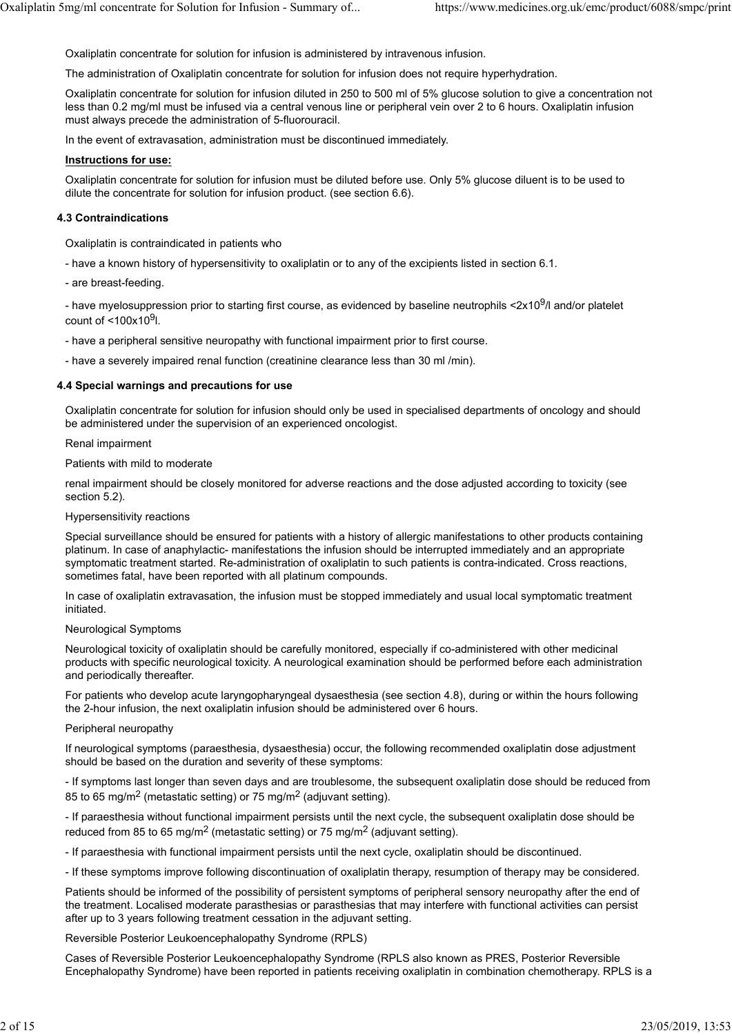Oxaliplatin concentrate for solution for infusion is administered by intravenous infusion.

The administration of Oxaliplatin concentrate for solution for infusion does not require hyperhydration.

Oxaliplatin concentrate for solution for infusion diluted in 250 to 500 ml of 5% glucose solution to give a concentration not less than 0.2 mg/ml must be infused via a central venous line or peripheral vein over 2 to 6 hours. Oxaliplatin infusion must always precede the administration of 5-fluorouracil.

In the event of extravasation, administration must be discontinued immediately.

**Instructions for use:**

Oxaliplatin concentrate for solution for infusion must be diluted before use. Only 5% glucose diluent is to be used to dilute the concentrate for solution for infusion product. (see section 6.6).

### 4.3 Contraindications

Oxaliplatin is contraindicated in patients who

- have a known history of hypersensitivity to oxaliplatin or to any of the excipients listed in section 6.1.
- are breast-feeding.
- have myelosuppression prior to starting first course, as evidenced by baseline neutrophils $<2x10^9$/l and/or platelet count of $<100x10^9$l.
- have a peripheral sensitive neuropathy with functional impairment prior to first course.
- have a severely impaired renal function (creatinine clearance less than 30 ml /min).

### 4.4 Special warnings and precautions for use

Oxaliplatin concentrate for solution for infusion should only be used in specialised departments of oncology and should be administered under the supervision of an experienced oncologist.

Renal impairment

Patients with mild to moderate

renal impairment should be closely monitored for adverse reactions and the dose adjusted according to toxicity (see section 5.2).

Hypersensitivity reactions

Special surveillance should be ensured for patients with a history of allergic manifestations to other products containing platinum. In case of anaphylactic- manifestations the infusion should be interrupted immediately and an appropriate symptomatic treatment started. Re-administration of oxaliplatin to such patients is contra-indicated. Cross reactions, sometimes fatal, have been reported with all platinum compounds.

In case of oxaliplatin extravasation, the infusion must be stopped immediately and usual local symptomatic treatment initiated.

Neurological Symptoms

Neurological toxicity of oxaliplatin should be carefully monitored, especially if co-administered with other medicinal products with specific neurological toxicity. A neurological examination should be performed before each administration and periodically thereafter.

For patients who develop acute laryngopharyngeal dysaesthesia (see section 4.8), during or within the hours following the 2-hour infusion, the next oxaliplatin infusion should be administered over 6 hours.

Peripheral neuropathy

If neurological symptoms (paraesthesia, dysaesthesia) occur, the following recommended oxaliplatin dose adjustment should be based on the duration and severity of these symptoms:

- If symptoms last longer than seven days and are troublesome, the subsequent oxaliplatin dose should be reduced from 85 to 65 mg/m$^2$ (metastatic setting) or 75 mg/m$^2$ (adjuvant setting).
- If paraesthesia without functional impairment persists until the next cycle, the subsequent oxaliplatin dose should be reduced from 85 to 65 mg/m$^2$ (metastatic setting) or 75 mg/m$^2$ (adjuvant setting).
- If paraesthesia with functional impairment persists until the next cycle, oxaliplatin should be discontinued.
- If these symptoms improve following discontinuation of oxaliplatin therapy, resumption of therapy may be considered.

Patients should be informed of the possibility of persistent symptoms of peripheral sensory neuropathy after the end of the treatment. Localised moderate parasthesias or parasthesias that may interfere with functional activities can persist after up to 3 years following treatment cessation in the adjuvant setting.

Reversible Posterior Leukoencephalopathy Syndrome (RPLS)

Cases of Reversible Posterior Leukoencephalopathy Syndrome (RPLS also known as PRES, Posterior Reversible Encephalopathy Syndrome) have been reported in patients receiving oxaliplatin in combination chemotherapy. RPLS is a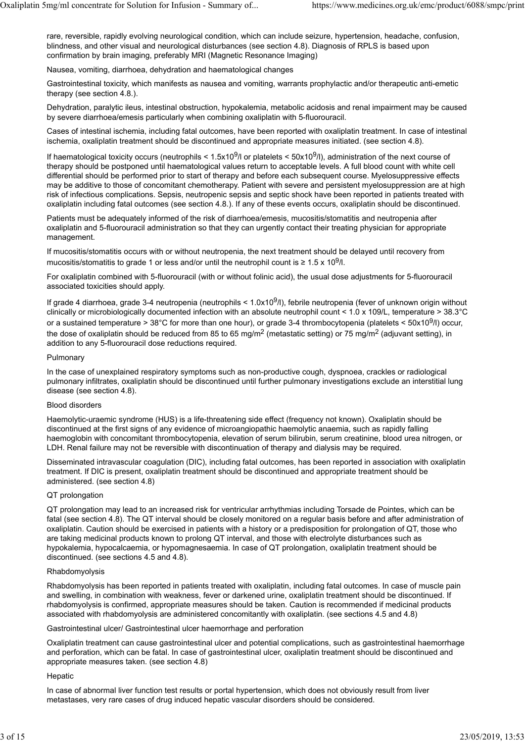rare, reversible, rapidly evolving neurological condition, which can include seizure, hypertension, headache, confusion, blindness, and other visual and neurological disturbances (see section 4.8). Diagnosis of RPLS is based upon confirmation by brain imaging, preferably MRI (Magnetic Resonance Imaging)

Nausea, vomiting, diarrhoea, dehydration and haematological changes

Gastrointestinal toxicity, which manifests as nausea and vomiting, warrants prophylactic and/or therapeutic anti-emetic therapy (see section 4.8.).

Dehydration, paralytic ileus, intestinal obstruction, hypokalemia, metabolic acidosis and renal impairment may be caused by severe diarrhoea/emesis particularly when combining oxaliplatin with 5-fluorouracil.

Cases of intestinal ischemia, including fatal outcomes, have been reported with oxaliplatin treatment. In case of intestinal ischemia, oxaliplatin treatment should be discontinued and appropriate measures initiated. (see section 4.8).

If haematological toxicity occurs (neutrophils < $1.5 \times 10^9$/l or platelets < $50 \times 10^9$/l), administration of the next course of therapy should be postponed until haematological values return to acceptable levels. A full blood count with white cell differential should be performed prior to start of therapy and before each subsequent course. Myelosuppressive effects may be additive to those of concomitant chemotherapy. Patient with severe and persistent myelosuppression are at high risk of infectious complications. Sepsis, neutropenic sepsis and septic shock have been reported in patients treated with oxaliplatin including fatal outcomes (see section 4.8.). If any of these events occurs, oxaliplatin should be discontinued.

Patients must be adequately informed of the risk of diarrhoea/emesis, mucositis/stomatitis and neutropenia after oxaliplatin and 5-fluorouracil administration so that they can urgently contact their treating physician for appropriate management.

If mucositis/stomatitis occurs with or without neutropenia, the next treatment should be delayed until recovery from mucositis/stomatitis to grade 1 or less and/or until the neutrophil count is ≥ $1.5 \times 10^9$/l.

For oxaliplatin combined with 5-fluorouracil (with or without folinic acid), the usual dose adjustments for 5-fluorouracil associated toxicities should apply.

If grade 4 diarrhoea, grade 3-4 neutropenia (neutrophils < $1.0 \times 10^9$/l), febrile neutropenia (fever of unknown origin without clinically or microbiologically documented infection with an absolute neutrophil count < 1.0 x 109/L, temperature > 38.3°C or a sustained temperature > 38°C for more than one hour), or grade 3-4 thrombocytopenia (platelets < $50 \times 10^9$/l) occur, the dose of oxaliplatin should be reduced from 85 to 65 mg/m$^2$ (metastatic setting) or 75 mg/m$^2$ (adjuvant setting), in addition to any 5-fluorouracil dose reductions required.

Pulmonary

In the case of unexplained respiratory symptoms such as non-productive cough, dyspnoea, crackles or radiological pulmonary infiltrates, oxaliplatin should be discontinued until further pulmonary investigations exclude an interstitial lung disease (see section 4.8).

Blood disorders

Haemolytic-uraemic syndrome (HUS) is a life-threatening side effect (frequency not known). Oxaliplatin should be discontinued at the first signs of any evidence of microangiopathic haemolytic anaemia, such as rapidly falling haemoglobin with concomitant thrombocytopenia, elevation of serum bilirubin, serum creatinine, blood urea nitrogen, or LDH. Renal failure may not be reversible with discontinuation of therapy and dialysis may be required.

Disseminated intravascular coagulation (DIC), including fatal outcomes, has been reported in association with oxaliplatin treatment. If DIC is present, oxaliplatin treatment should be discontinued and appropriate treatment should be administered. (see section 4.8)

QT prolongation

QT prolongation may lead to an increased risk for ventricular arrhythmias including Torsade de Pointes, which can be fatal (see section 4.8). The QT interval should be closely monitored on a regular basis before and after administration of oxaliplatin. Caution should be exercised in patients with a history or a predisposition for prolongation of QT, those who are taking medicinal products known to prolong QT interval, and those with electrolyte disturbances such as hypokalemia, hypocalcaemia, or hypomagnesaemia. In case of QT prolongation, oxaliplatin treatment should be discontinued. (see sections 4.5 and 4.8).

Rhabdomyolysis

Rhabdomyolysis has been reported in patients treated with oxaliplatin, including fatal outcomes. In case of muscle pain and swelling, in combination with weakness, fever or darkened urine, oxaliplatin treatment should be discontinued. If rhabdomyolysis is confirmed, appropriate measures should be taken. Caution is recommended if medicinal products associated with rhabdomyolysis are administered concomitantly with oxaliplatin. (see sections 4.5 and 4.8)

Gastrointestinal ulcer/ Gastrointestinal ulcer haemorrhage and perforation

Oxaliplatin treatment can cause gastrointestinal ulcer and potential complications, such as gastrointestinal haemorrhage and perforation, which can be fatal. In case of gastrointestinal ulcer, oxaliplatin treatment should be discontinued and appropriate measures taken. (see section 4.8)

Hepatic

In case of abnormal liver function test results or portal hypertension, which does not obviously result from liver metastases, very rare cases of drug induced hepatic vascular disorders should be considered.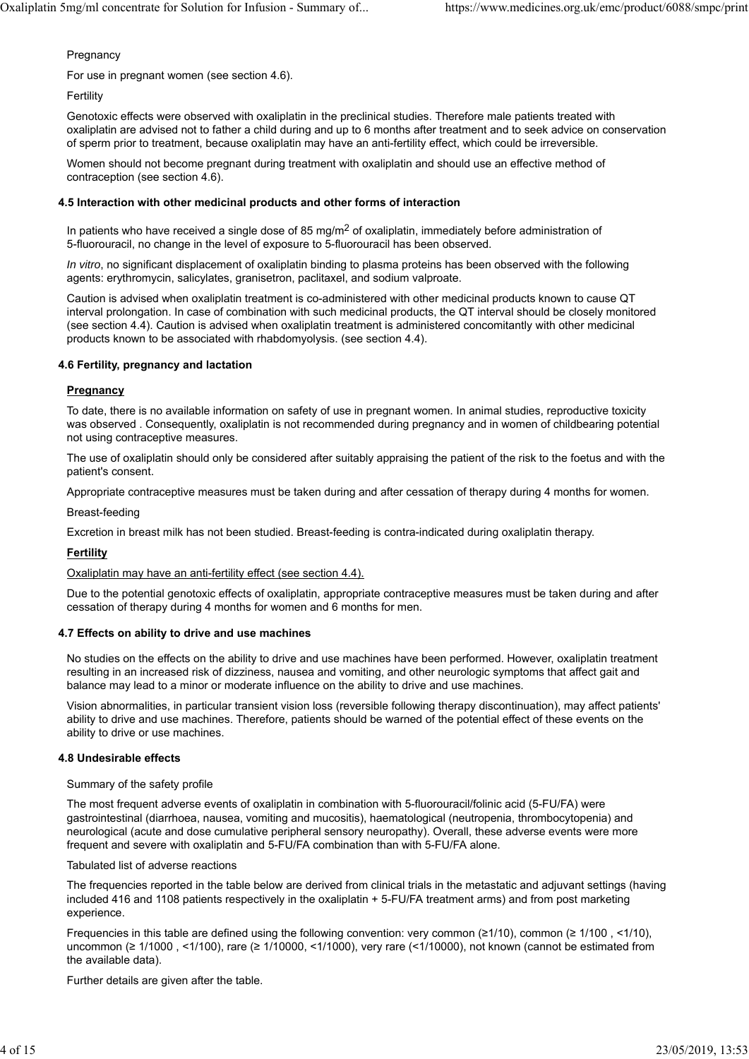Pregnancy

For use in pregnant women (see section 4.6).

Fertility

Genotoxic effects were observed with oxaliplatin in the preclinical studies. Therefore male patients treated with oxaliplatin are advised not to father a child during and up to 6 months after treatment and to seek advice on conservation of sperm prior to treatment, because oxaliplatin may have an anti-fertility effect, which could be irreversible.

Women should not become pregnant during treatment with oxaliplatin and should use an effective method of contraception (see section 4.6).

### 4.5 Interaction with other medicinal products and other forms of interaction

In patients who have received a single dose of 85 mg/$m^2$ of oxaliplatin, immediately before administration of 5-fluorouracil, no change in the level of exposure to 5-fluorouracil has been observed.

*In vitro*, no significant displacement of oxaliplatin binding to plasma proteins has been observed with the following agents: erythromycin, salicylates, granisetron, paclitaxel, and sodium valproate.

Caution is advised when oxaliplatin treatment is co-administered with other medicinal products known to cause QT interval prolongation. In case of combination with such medicinal products, the QT interval should be closely monitored (see section 4.4). Caution is advised when oxaliplatin treatment is administered concomitantly with other medicinal products known to be associated with rhabdomyolysis. (see section 4.4).

### 4.6 Fertility, pregnancy and lactation

**Pregnancy**

To date, there is no available information on safety of use in pregnant women. In animal studies, reproductive toxicity was observed . Consequently, oxaliplatin is not recommended during pregnancy and in women of childbearing potential not using contraceptive measures.

The use of oxaliplatin should only be considered after suitably appraising the patient of the risk to the foetus and with the patient's consent.

Appropriate contraceptive measures must be taken during and after cessation of therapy during 4 months for women.

Breast-feeding

Excretion in breast milk has not been studied. Breast-feeding is contra-indicated during oxaliplatin therapy.

**Fertility**

Oxaliplatin may have an anti-fertility effect (see section 4.4).

Due to the potential genotoxic effects of oxaliplatin, appropriate contraceptive measures must be taken during and after cessation of therapy during 4 months for women and 6 months for men.

### 4.7 Effects on ability to drive and use machines

No studies on the effects on the ability to drive and use machines have been performed. However, oxaliplatin treatment resulting in an increased risk of dizziness, nausea and vomiting, and other neurologic symptoms that affect gait and balance may lead to a minor or moderate influence on the ability to drive and use machines.

Vision abnormalities, in particular transient vision loss (reversible following therapy discontinuation), may affect patients' ability to drive and use machines. Therefore, patients should be warned of the potential effect of these events on the ability to drive or use machines.

### 4.8 Undesirable effects

Summary of the safety profile

The most frequent adverse events of oxaliplatin in combination with 5-fluorouracil/folinic acid (5-FU/FA) were gastrointestinal (diarrhoea, nausea, vomiting and mucositis), haematological (neutropenia, thrombocytopenia) and neurological (acute and dose cumulative peripheral sensory neuropathy). Overall, these adverse events were more frequent and severe with oxaliplatin and 5-FU/FA combination than with 5-FU/FA alone.

Tabulated list of adverse reactions

The frequencies reported in the table below are derived from clinical trials in the metastatic and adjuvant settings (having included 416 and 1108 patients respectively in the oxaliplatin + 5-FU/FA treatment arms) and from post marketing experience.

Frequencies in this table are defined using the following convention: very common (≥1/10), common (≥ 1/100 , <1/10), uncommon (≥ 1/1000 , <1/100), rare (≥ 1/10000, <1/1000), very rare (<1/10000), not known (cannot be estimated from the available data).

Further details are given after the table.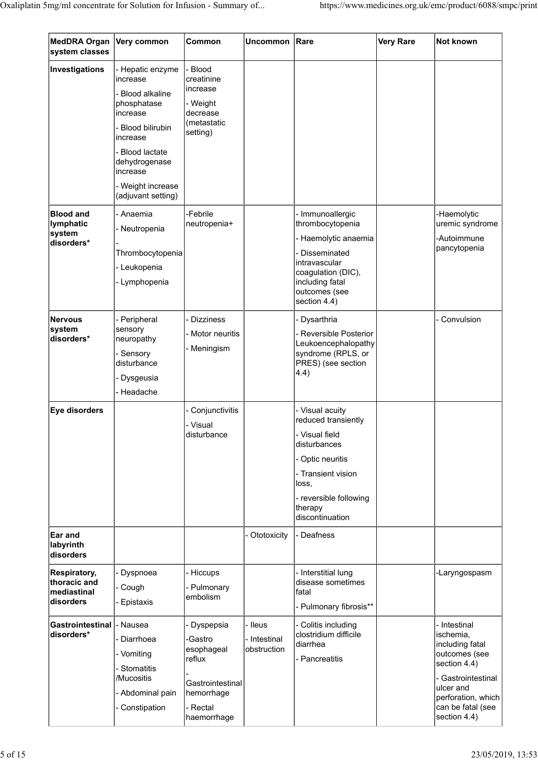| MedDRA Organ system classes | Very common | Common | Uncommon | Rare | Very Rare | Not known |
|---|---|---|---|---|---|---|
| **Investigations** | - Hepatic enzyme increase<br>- Blood alkaline phosphatase increase<br>- Blood bilirubin increase<br>- Blood lactate dehydrogenase increase<br>- Weight increase (adjuvant setting) | - Blood creatinine increase<br>- Weight decrease (metastatic setting) | | | | |
| **Blood and lymphatic system disorders*** | - Anaemia<br>- Neutropenia<br>- Thrombocytopenia<br>- Leukopenia<br>- Lymphopenia | -Febrile neutropenia+ | | - Immunoallergic thrombocytopenia<br>- Haemolytic anaemia<br>- Disseminated intravascular coagulation (DIC), including fatal outcomes (see section 4.4) | | -Haemolytic uremic syndrome<br>-Autoimmune pancytopenia |
| **Nervous system disorders*** | - Peripheral sensory neuropathy<br>- Sensory disturbance<br>- Dysgeusia<br>- Headache | - Dizziness<br>- Motor neuritis<br>- Meningism | | - Dysarthria<br>- Reversible Posterior Leukoencephalopathy syndrome (RPLS, or PRES) (see section 4.4) | | - Convulsion |
| **Eye disorders** | | - Conjunctivitis<br>- Visual disturbance | | - Visual acuity reduced transiently<br>- Visual field disturbances<br>- Optic neuritis<br>- Transient vision loss,<br>- reversible following therapy discontinuation | | |
| **Ear and labyrinth disorders** | | | - Ototoxicity | - Deafness | | |
| **Respiratory, thoracic and mediastinal disorders** | - Dyspnoea<br>- Cough<br>- Epistaxis | - Hiccups<br>- Pulmonary embolism | | - Interstitial lung disease sometimes fatal<br>- Pulmonary fibrosis** | | -Laryngospasm |
| **Gastrointestinal disorders*** | - Nausea<br>- Diarrhoea<br>- Vomiting<br>- Stomatitis /Mucositis<br>- Abdominal pain<br>- Constipation | - Dyspepsia<br>-Gastro esophageal reflux<br>- Gastrointestinal hemorrhage<br>- Rectal haemorrhage | - Ileus<br>- Intestinal obstruction | - Colitis including clostridium difficile diarrhea<br>- Pancreatitis | | - Intestinal ischemia, including fatal outcomes (see section 4.4)<br>- Gastrointestinal ulcer and perforation, which can be fatal (see section 4.4) |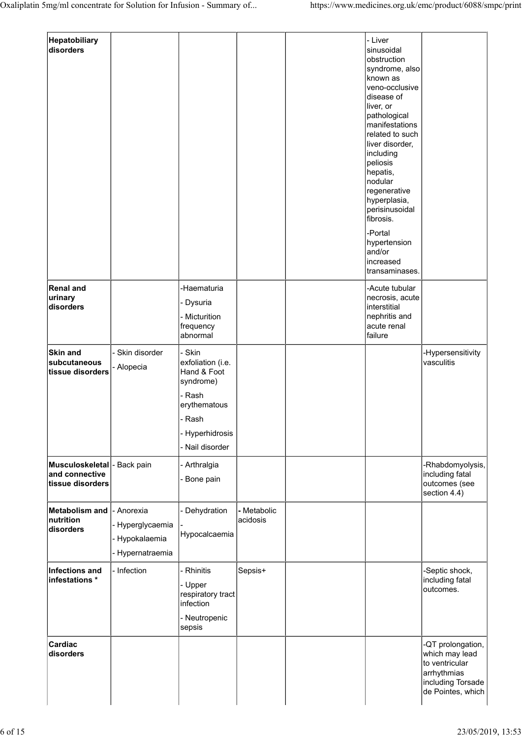| | | | | | | |
|---|---|---|---|---|---|---|
| **Hepatobiliary disorders** | | | | | - Liver sinusoidal obstruction syndrome, also known as veno-occlusive disease of liver, or pathological manifestations related to such liver disorder, including peliosis hepatis, nodular regenerative hyperplasia, perisinusoidal fibrosis.<br>-Portal hypertension and/or increased transaminases. | |
| **Renal and urinary disorders** | | -Haematuria<br>- Dysuria<br>- Micturition frequency abnormal | | | -Acute tubular necrosis, acute interstitial nephritis and acute renal failure | |
| **Skin and subcutaneous tissue disorders** | - Skin disorder<br>- Alopecia | - Skin exfoliation (i.e. Hand & Foot syndrome)<br>- Rash erythematous<br>- Rash<br>- Hyperhidrosis<br>- Nail disorder | | | | -Hypersensitivity vasculitis |
| **Musculoskeletal and connective tissue disorders** | - Back pain | - Arthralgia<br>- Bone pain | | | | -Rhabdomyolysis, including fatal outcomes (see section 4.4) |
| **Metabolism and nutrition disorders** | - Anorexia<br>- Hyperglycaemia<br>- Hypokalaemia<br>- Hypernatraemia | - Dehydration<br>- Hypocalcaemia | **-** Metabolic acidosis | | | |
| **Infections and infestations \*** | - Infection | - Rhinitis<br>- Upper respiratory tract infection<br>- Neutropenic sepsis | Sepsis+ | | | -Septic shock, including fatal outcomes. |
| **Cardiac disorders** | | | | | | -QT prolongation, which may lead to ventricular arrhythmias including Torsade de Pointes, which |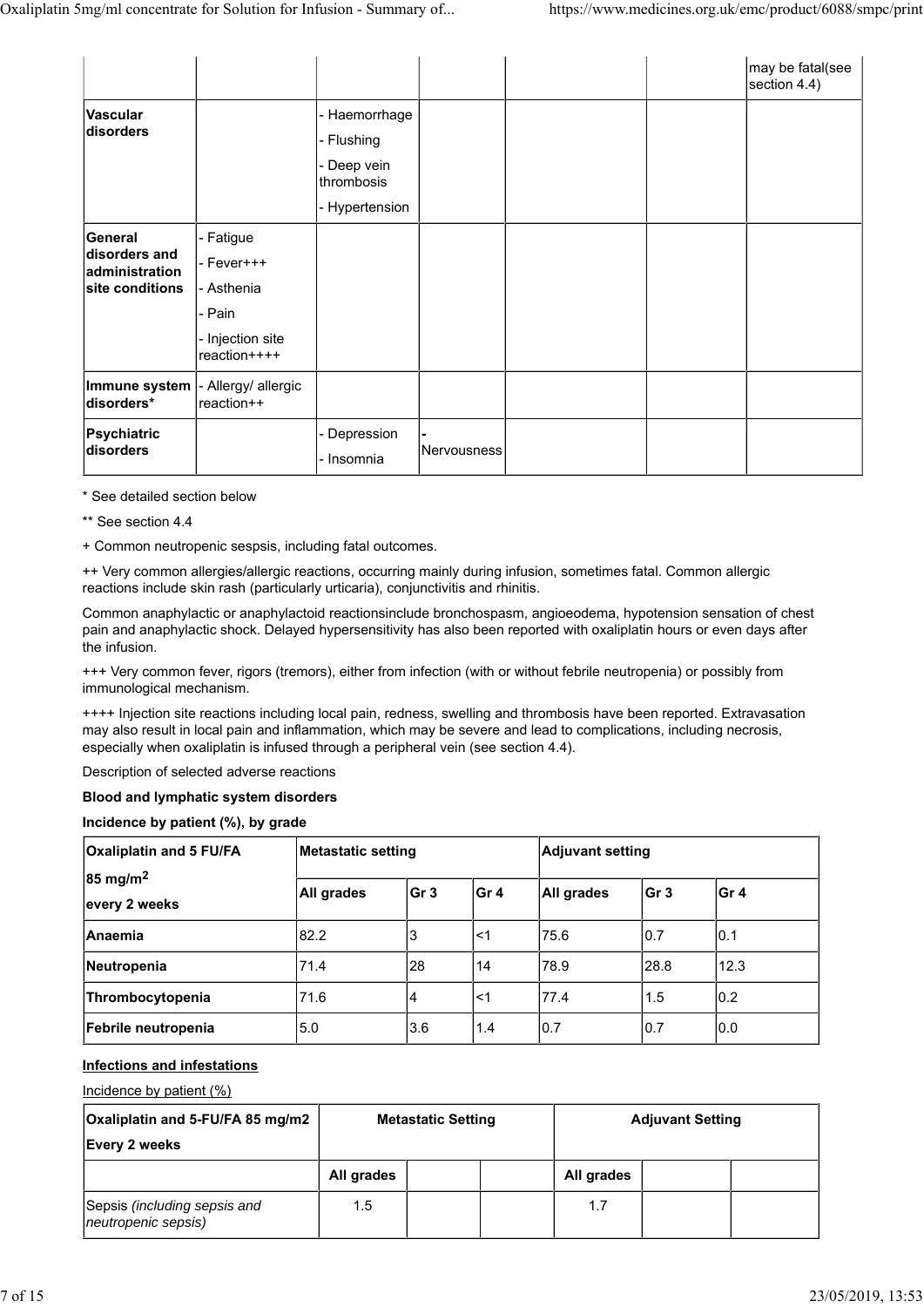| | | | | | | |
|---|---|---|---|---|---|---|
| | | | | | | may be fatal(see section 4.4) |
| **Vascular disorders** | | - Haemorrhage<br>- Flushing<br>- Deep vein thrombosis<br>- Hypertension | | | | |
| **General disorders and administration site conditions** | - Fatigue<br>- Fever+++<br>- Asthenia<br>- Pain<br>- Injection site reaction++++ | | | | | |
| **Immune system disorders*** | - Allergy/ allergic reaction++ | | | | | |
| **Psychiatric disorders** | | - Depression<br>- Insomnia | - Nervousness | | | |

* See detailed section below

** See section 4.4

+ Common neutropenic sespsis, including fatal outcomes.

++ Very common allergies/allergic reactions, occurring mainly during infusion, sometimes fatal. Common allergic reactions include skin rash (particularly urticaria), conjunctivitis and rhinitis.

Common anaphylactic or anaphylactoid reactionsinclude bronchospasm, angioeodema, hypotension sensation of chest pain and anaphylactic shock. Delayed hypersensitivity has also been reported with oxaliplatin hours or even days after the infusion.

+++ Very common fever, rigors (tremors), either from infection (with or without febrile neutropenia) or possibly from immunological mechanism.

++++ Injection site reactions including local pain, redness, swelling and thrombosis have been reported. Extravasation may also result in local pain and inflammation, which may be severe and lead to complications, including necrosis, especially when oxaliplatin is infused through a peripheral vein (see section 4.4).

Description of selected adverse reactions

**Blood and lymphatic system disorders**

**Incidence by patient (%), by grade**

| **Oxaliplatin and 5 FU/FA 85 mg/m$^2$ every 2 weeks** | **Metastatic setting** | | | **Adjuvant setting** | | |
|---|---|---|---|---|---|---|
| | **All grades** | **Gr 3** | **Gr 4** | **All grades** | **Gr 3** | **Gr 4** |
| **Anaemia** | 82.2 | 3 | <1 | 75.6 | 0.7 | 0.1 |
| **Neutropenia** | 71.4 | 28 | 14 | 78.9 | 28.8 | 12.3 |
| **Thrombocytopenia** | 71.6 | 4 | <1 | 77.4 | 1.5 | 0.2 |
| **Febrile neutropenia** | 5.0 | 3.6 | 1.4 | 0.7 | 0.7 | 0.0 |

**Infections and infestations**

Incidence by patient (%)

| **Oxaliplatin and 5-FU/FA 85 mg/m2 Every 2 weeks** | **Metastatic Setting** | | | **Adjuvant Setting** | | |
|---|---|---|---|---|---|---|
| | **All grades** | | | **All grades** | | |
| Sepsis *(including sepsis and neutropenic sepsis)* | 1.5 | | | 1.7 | | |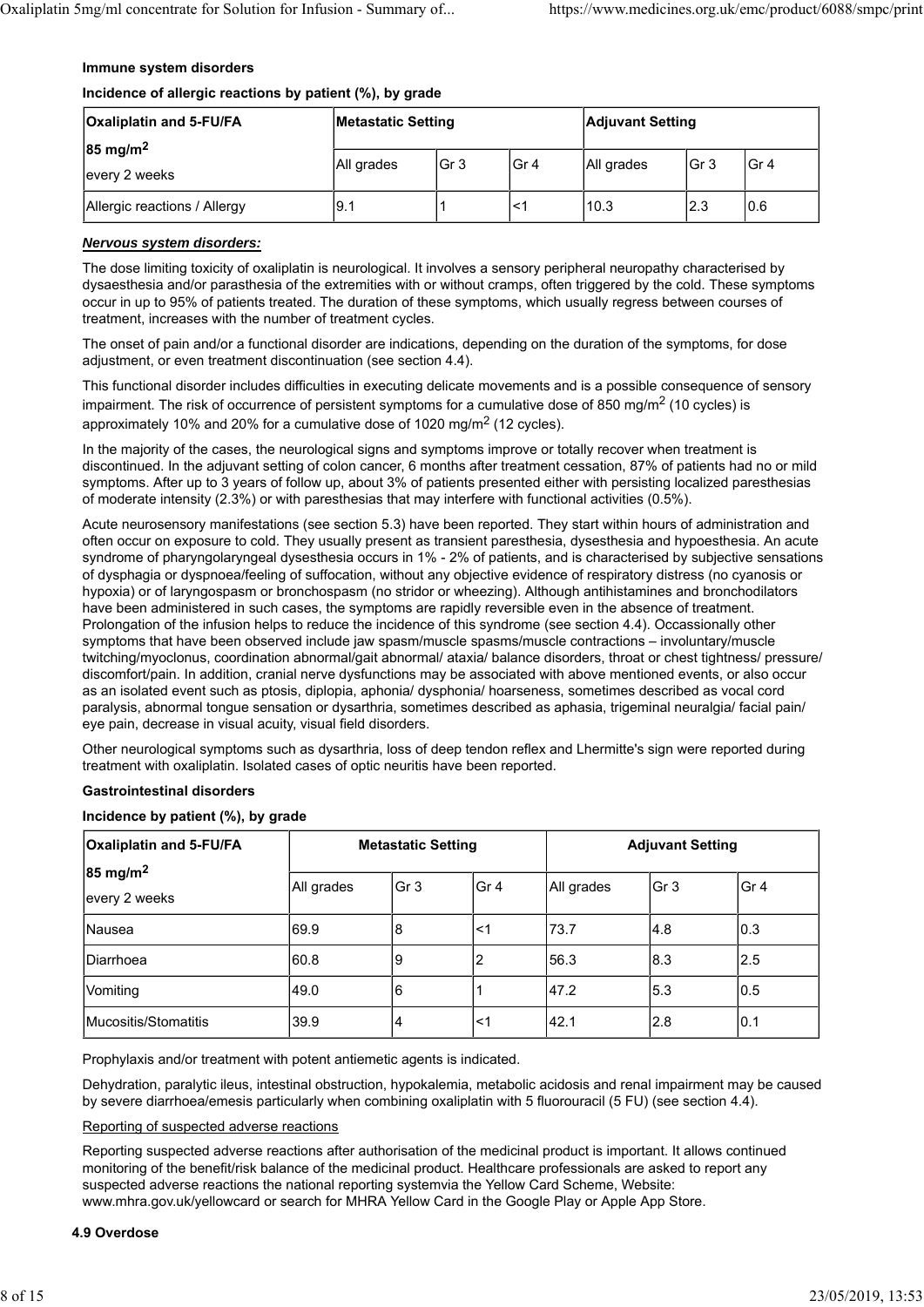**Immune system disorders**

**Incidence of allergic reactions by patient (%), by grade**

| Oxaliplatin and 5-FU/FA 85 mg/m$^2$ every 2 weeks | Metastatic Setting | | | Adjuvant Setting | | |
|---|---|---|---|---|---|---|
| | All grades | Gr 3 | Gr 4 | All grades | Gr 3 | Gr 4 |
| Allergic reactions / Allergy | 9.1 | 1 | <1 | 10.3 | 2.3 | 0.6 |

***Nervous system disorders:***

The dose limiting toxicity of oxaliplatin is neurological. It involves a sensory peripheral neuropathy characterised by dysaesthesia and/or parasthesia of the extremities with or without cramps, often triggered by the cold. These symptoms occur in up to 95% of patients treated. The duration of these symptoms, which usually regress between courses of treatment, increases with the number of treatment cycles.

The onset of pain and/or a functional disorder are indications, depending on the duration of the symptoms, for dose adjustment, or even treatment discontinuation (see section 4.4).

This functional disorder includes difficulties in executing delicate movements and is a possible consequence of sensory impairment. The risk of occurrence of persistent symptoms for a cumulative dose of 850 mg/m$^2$ (10 cycles) is approximately 10% and 20% for a cumulative dose of 1020 mg/m$^2$ (12 cycles).

In the majority of the cases, the neurological signs and symptoms improve or totally recover when treatment is discontinued. In the adjuvant setting of colon cancer, 6 months after treatment cessation, 87% of patients had no or mild symptoms. After up to 3 years of follow up, about 3% of patients presented either with persisting localized paresthesias of moderate intensity (2.3%) or with paresthesias that may interfere with functional activities (0.5%).

Acute neurosensory manifestations (see section 5.3) have been reported. They start within hours of administration and often occur on exposure to cold. They usually present as transient paresthesia, dysesthesia and hypoesthesia. An acute syndrome of pharyngolaryngeal dysesthesia occurs in 1% - 2% of patients, and is characterised by subjective sensations of dysphagia or dyspnoea/feeling of suffocation, without any objective evidence of respiratory distress (no cyanosis or hypoxia) or of laryngospasm or bronchospasm (no stridor or wheezing). Although antihistamines and bronchodilators have been administered in such cases, the symptoms are rapidly reversible even in the absence of treatment. Prolongation of the infusion helps to reduce the incidence of this syndrome (see section 4.4). Occassionally other symptoms that have been observed include jaw spasm/muscle spasms/muscle contractions – involuntary/muscle twitching/myoclonus, coordination abnormal/gait abnormal/ ataxia/ balance disorders, throat or chest tightness/ pressure/ discomfort/pain. In addition, cranial nerve dysfunctions may be associated with above mentioned events, or also occur as an isolated event such as ptosis, diplopia, aphonia/ dysphonia/ hoarseness, sometimes described as vocal cord paralysis, abnormal tongue sensation or dysarthria, sometimes described as aphasia, trigeminal neuralgia/ facial pain/ eye pain, decrease in visual acuity, visual field disorders.

Other neurological symptoms such as dysarthria, loss of deep tendon reflex and Lhermitte's sign were reported during treatment with oxaliplatin. Isolated cases of optic neuritis have been reported.

**Gastrointestinal disorders**

**Incidence by patient (%), by grade**

| Oxaliplatin and 5-FU/FA 85 mg/m$^2$ every 2 weeks | Metastatic Setting | | | Adjuvant Setting | | |
|---|---|---|---|---|---|---|
| | All grades | Gr 3 | Gr 4 | All grades | Gr 3 | Gr 4 |
| Nausea | 69.9 | 8 | <1 | 73.7 | 4.8 | 0.3 |
| Diarrhoea | 60.8 | 9 | 2 | 56.3 | 8.3 | 2.5 |
| Vomiting | 49.0 | 6 | 1 | 47.2 | 5.3 | 0.5 |
| Mucositis/Stomatitis | 39.9 | 4 | <1 | 42.1 | 2.8 | 0.1 |

Prophylaxis and/or treatment with potent antiemetic agents is indicated.

Dehydration, paralytic ileus, intestinal obstruction, hypokalemia, metabolic acidosis and renal impairment may be caused by severe diarrhoea/emesis particularly when combining oxaliplatin with 5 fluorouracil (5 FU) (see section 4.4).

Reporting of suspected adverse reactions

Reporting suspected adverse reactions after authorisation of the medicinal product is important. It allows continued monitoring of the benefit/risk balance of the medicinal product. Healthcare professionals are asked to report any suspected adverse reactions the national reporting systemvia the Yellow Card Scheme, Website: www.mhra.gov.uk/yellowcard or search for MHRA Yellow Card in the Google Play or Apple App Store.

**4.9 Overdose**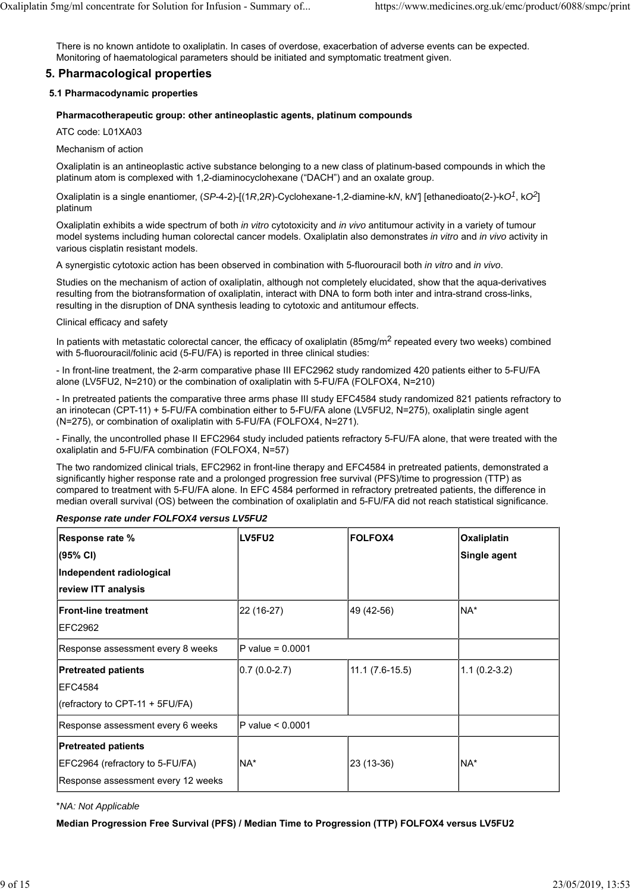There is no known antidote to oxaliplatin. In cases of overdose, exacerbation of adverse events can be expected. Monitoring of haematological parameters should be initiated and symptomatic treatment given.

## 5. Pharmacological properties

### 5.1 Pharmacodynamic properties

**Pharmacotherapeutic group: other antineoplastic agents, platinum compounds**

ATC code: L01XA03

Mechanism of action

Oxaliplatin is an antineoplastic active substance belonging to a new class of platinum-based compounds in which the platinum atom is complexed with 1,2-diaminocyclohexane (“DACH”) and an oxalate group.

Oxaliplatin is a single enantiomer, (*SP*-4-2)-[(1*R*,2*R*)-Cyclohexane-1,2-diamine-k*N*, k*N'*] [ethanedioato(2-)-k$O^1$, k$O^2$] platinum

Oxaliplatin exhibits a wide spectrum of both *in vitro* cytotoxicity and *in vivo* antitumour activity in a variety of tumour model systems including human colorectal cancer models. Oxaliplatin also demonstrates *in vitro* and *in vivo* activity in various cisplatin resistant models.

A synergistic cytotoxic action has been observed in combination with 5-fluorouracil both *in vitro* and *in vivo*.

Studies on the mechanism of action of oxaliplatin, although not completely elucidated, show that the aqua-derivatives resulting from the biotransformation of oxaliplatin, interact with DNA to form both inter and intra-strand cross-links, resulting in the disruption of DNA synthesis leading to cytotoxic and antitumour effects.

Clinical efficacy and safety

In patients with metastatic colorectal cancer, the efficacy of oxaliplatin (85mg/m$^2$ repeated every two weeks) combined with 5-fluorouracil/folinic acid (5-FU/FA) is reported in three clinical studies:

- In front-line treatment, the 2-arm comparative phase III EFC2962 study randomized 420 patients either to 5-FU/FA alone (LV5FU2, N=210) or the combination of oxaliplatin with 5-FU/FA (FOLFOX4, N=210)

- In pretreated patients the comparative three arms phase III study EFC4584 study randomized 821 patients refractory to an irinotecan (CPT-11) + 5-FU/FA combination either to 5-FU/FA alone (LV5FU2, N=275), oxaliplatin single agent (N=275), or combination of oxaliplatin with 5-FU/FA (FOLFOX4, N=271).

- Finally, the uncontrolled phase II EFC2964 study included patients refractory 5-FU/FA alone, that were treated with the oxaliplatin and 5-FU/FA combination (FOLFOX4, N=57)

The two randomized clinical trials, EFC2962 in front-line therapy and EFC4584 in pretreated patients, demonstrated a significantly higher response rate and a prolonged progression free survival (PFS)/time to progression (TTP) as compared to treatment with 5-FU/FA alone. In EFC 4584 performed in refractory pretreated patients, the difference in median overall survival (OS) between the combination of oxaliplatin and 5-FU/FA did not reach statistical significance.

***Response rate under FOLFOX4 versus LV5FU2***

| Response rate % (95% CI) Independent radiological review ITT analysis | LV5FU2 | FOLFOX4 | Oxaliplatin Single agent |
|---|---|---|---|
| **Front-line treatment** EFC2962 | 22 (16-27) | 49 (42-56) | NA* |
| Response assessment every 8 weeks | P value = 0.0001 | | |
| **Pretreated patients** EFC4584 (refractory to CPT-11 + 5FU/FA) | 0.7 (0.0-2.7) | 11.1 (7.6-15.5) | 1.1 (0.2-3.2) |
| Response assessment every 6 weeks | P value < 0.0001 | | |
| **Pretreated patients** EFC2964 (refractory to 5-FU/FA) Response assessment every 12 weeks | NA* | 23 (13-36) | NA* |

*\*NA: Not Applicable*

**Median Progression Free Survival (PFS) / Median Time to Progression (TTP) FOLFOX4 versus LV5FU2**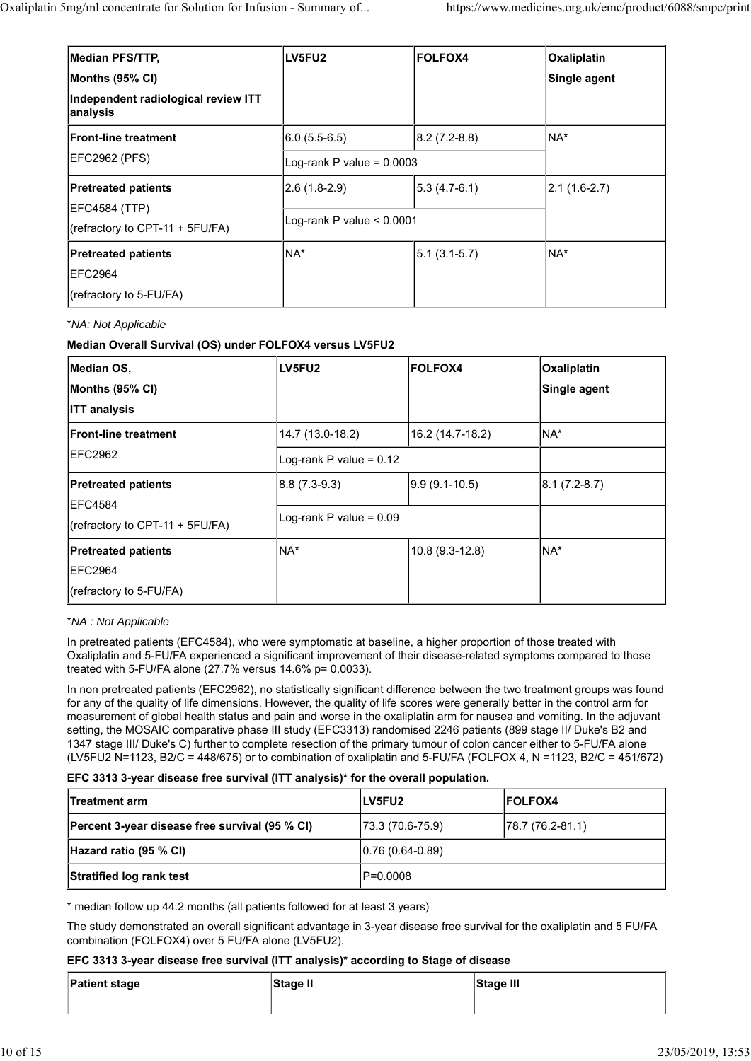| **Median PFS/TTP, Months (95% CI) Independent radiological review ITT analysis** | **LV5FU2** | **FOLFOX4** | **Oxaliplatin Single agent** |
|---|---|---|---|
| **Front-line treatment** EFC2962 (PFS) | 6.0 (5.5-6.5) | 8.2 (7.2-8.8) | NA* |
| | Log-rank P value = 0.0003 | | |
| **Pretreated patients** EFC4584 (TTP) (refractory to CPT-11 + 5FU/FA) | 2.6 (1.8-2.9) | 5.3 (4.7-6.1) | 2.1 (1.6-2.7) |
| | Log-rank P value < 0.0001 | | |
| **Pretreated patients** EFC2964 (refractory to 5-FU/FA) | NA* | 5.1 (3.1-5.7) | NA* |

*NA: Not Applicable*

**Median Overall Survival (OS) under FOLFOX4 versus LV5FU2**

| **Median OS, Months (95% CI) ITT analysis** | **LV5FU2** | **FOLFOX4** | **Oxaliplatin Single agent** |
|---|---|---|---|
| **Front-line treatment** EFC2962 | 14.7 (13.0-18.2) | 16.2 (14.7-18.2) | NA* |
| | Log-rank P value = 0.12 | | |
| **Pretreated patients** EFC4584 (refractory to CPT-11 + 5FU/FA) | 8.8 (7.3-9.3) | 9.9 (9.1-10.5) | 8.1 (7.2-8.7) |
| | Log-rank P value = 0.09 | | |
| **Pretreated patients** EFC2964 (refractory to 5-FU/FA) | NA* | 10.8 (9.3-12.8) | NA* |

*NA : Not Applicable*

In pretreated patients (EFC4584), who were symptomatic at baseline, a higher proportion of those treated with Oxaliplatin and 5-FU/FA experienced a significant improvement of their disease-related symptoms compared to those treated with 5-FU/FA alone (27.7% versus 14.6% p= 0.0033).

In non pretreated patients (EFC2962), no statistically significant difference between the two treatment groups was found for any of the quality of life dimensions. However, the quality of life scores were generally better in the control arm for measurement of global health status and pain and worse in the oxaliplatin arm for nausea and vomiting. In the adjuvant setting, the MOSAIC comparative phase III study (EFC3313) randomised 2246 patients (899 stage II/ Duke's B2 and 1347 stage III/ Duke's C) further to complete resection of the primary tumour of colon cancer either to 5-FU/FA alone (LV5FU2 N=1123, B2/C = 448/675) or to combination of oxaliplatin and 5-FU/FA (FOLFOX 4, N =1123, B2/C = 451/672)

**EFC 3313 3-year disease free survival (ITT analysis)* for the overall population.**

| **Treatment arm** | **LV5FU2** | **FOLFOX4** |
|---|---|---|
| **Percent 3-year disease free survival (95 % CI)** | 73.3 (70.6-75.9) | 78.7 (76.2-81.1) |
| **Hazard ratio (95 % CI)** | 0.76 (0.64-0.89) | |
| **Stratified log rank test** | P=0.0008 | |

\* median follow up 44.2 months (all patients followed for at least 3 years)

The study demonstrated an overall significant advantage in 3-year disease free survival for the oxaliplatin and 5 FU/FA combination (FOLFOX4) over 5 FU/FA alone (LV5FU2).

**EFC 3313 3-year disease free survival (ITT analysis)* according to Stage of disease**

| **Patient stage** | **Stage II** | **Stage III** |
|---|---|---|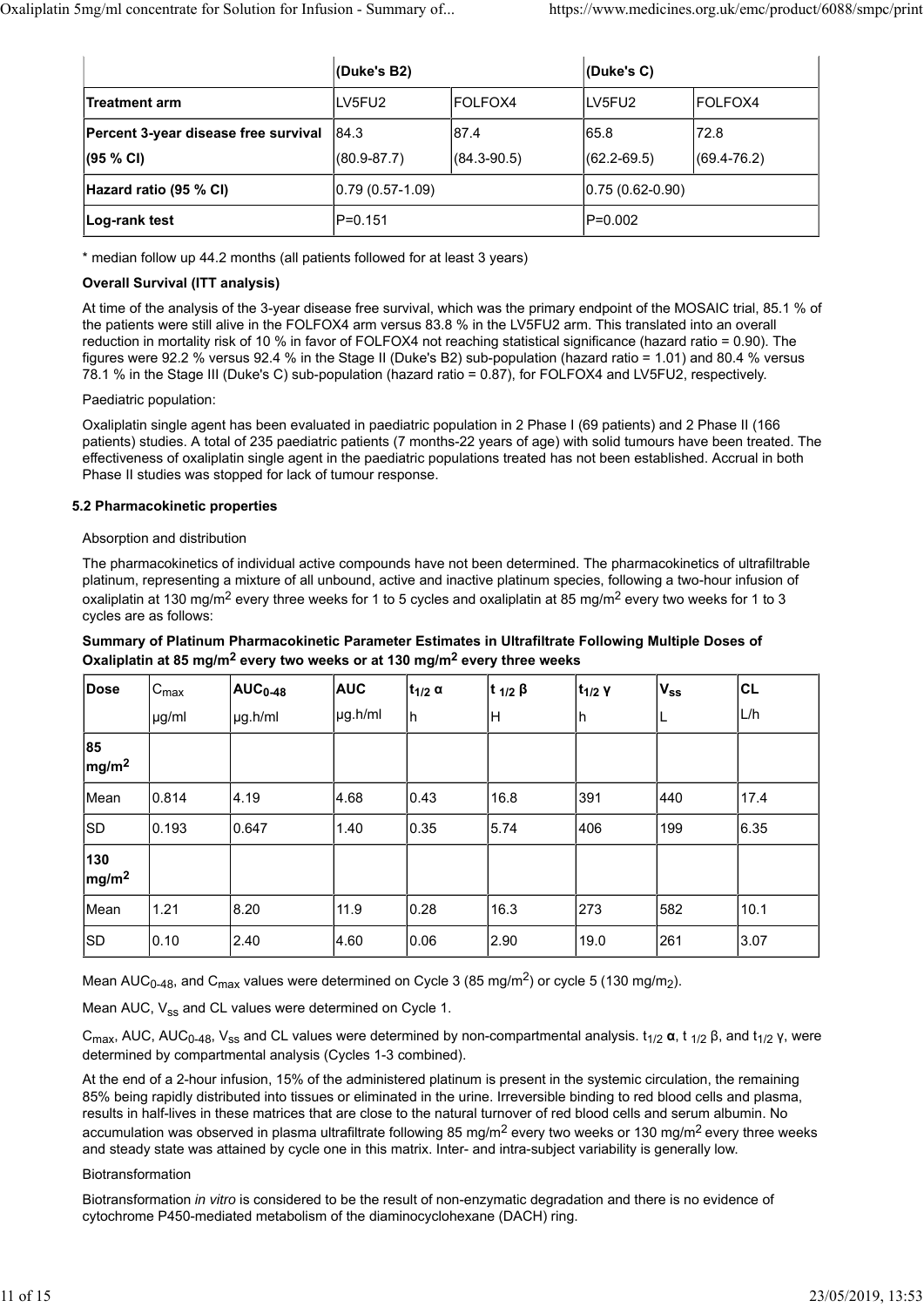| | (Duke's B2) | | (Duke's C) | |
|---|---|---|---|---|
| **Treatment arm** | LV5FU2 | FOLFOX4 | LV5FU2 | FOLFOX4 |
| **Percent 3-year disease free survival (95 % CI)** | 84.3 (80.9-87.7) | 87.4 (84.3-90.5) | 65.8 (62.2-69.5) | 72.8 (69.4-76.2) |
| **Hazard ratio (95 % CI)** | 0.79 (0.57-1.09) | | 0.75 (0.62-0.90) | |
| **Log-rank test** | P=0.151 | | P=0.002 | |

* median follow up 44.2 months (all patients followed for at least 3 years)

**Overall Survival (ITT analysis)**

At time of the analysis of the 3-year disease free survival, which was the primary endpoint of the MOSAIC trial, 85.1 % of the patients were still alive in the FOLFOX4 arm versus 83.8 % in the LV5FU2 arm. This translated into an overall reduction in mortality risk of 10 % in favor of FOLFOX4 not reaching statistical significance (hazard ratio = 0.90). The figures were 92.2 % versus 92.4 % in the Stage II (Duke's B2) sub-population (hazard ratio = 1.01) and 80.4 % versus 78.1 % in the Stage III (Duke's C) sub-population (hazard ratio = 0.87), for FOLFOX4 and LV5FU2, respectively.

Paediatric population:

Oxaliplatin single agent has been evaluated in paediatric population in 2 Phase I (69 patients) and 2 Phase II (166 patients) studies. A total of 235 paediatric patients (7 months-22 years of age) with solid tumours have been treated. The effectiveness of oxaliplatin single agent in the paediatric populations treated has not been established. Accrual in both Phase II studies was stopped for lack of tumour response.

### 5.2 Pharmacokinetic properties

Absorption and distribution

The pharmacokinetics of individual active compounds have not been determined. The pharmacokinetics of ultrafiltrable platinum, representing a mixture of all unbound, active and inactive platinum species, following a two-hour infusion of oxaliplatin at 130 mg/m$^2$ every three weeks for 1 to 5 cycles and oxaliplatin at 85 mg/m$^2$ every two weeks for 1 to 3 cycles are as follows:

**Summary of Platinum Pharmacokinetic Parameter Estimates in Ultrafiltrate Following Multiple Doses of Oxaliplatin at 85 mg/m$^2$ every two weeks or at 130 mg/m$^2$ every three weeks**

| Dose | $C_{max}$ µg/ml | $AUC_{0-48}$ µg.h/ml | AUC µg.h/ml | $t_{1/2}\ \alpha$ h | $t_{1/2}\ \beta$ H | $t_{1/2}\ \gamma$ h | $V_{ss}$ L | CL L/h |
|---|---|---|---|---|---|---|---|---|
| **85 mg/m$^2$** | | | | | | | | |
| Mean | 0.814 | 4.19 | 4.68 | 0.43 | 16.8 | 391 | 440 | 17.4 |
| SD | 0.193 | 0.647 | 1.40 | 0.35 | 5.74 | 406 | 199 | 6.35 |
| **130 mg/m$^2$** | | | | | | | | |
| Mean | 1.21 | 8.20 | 11.9 | 0.28 | 16.3 | 273 | 582 | 10.1 |
| SD | 0.10 | 2.40 | 4.60 | 0.06 | 2.90 | 19.0 | 261 | 3.07 |

Mean $AUC_{0-48}$, and $C_{max}$ values were determined on Cycle 3 (85 mg/m$^2$) or cycle 5 (130 mg/m$_2$).

Mean AUC, $V_{ss}$ and CL values were determined on Cycle 1.

$C_{max}$, AUC, $AUC_{0-48}$, $V_{ss}$ and CL values were determined by non-compartmental analysis. $t_{1/2}\ \alpha$, $t_{1/2}\ \beta$, and $t_{1/2}\ \gamma$, were determined by compartmental analysis (Cycles 1-3 combined).

At the end of a 2-hour infusion, 15% of the administered platinum is present in the systemic circulation, the remaining 85% being rapidly distributed into tissues or eliminated in the urine. Irreversible binding to red blood cells and plasma, results in half-lives in these matrices that are close to the natural turnover of red blood cells and serum albumin. No accumulation was observed in plasma ultrafiltrate following 85 mg/m$^2$ every two weeks or 130 mg/m$^2$ every three weeks and steady state was attained by cycle one in this matrix. Inter- and intra-subject variability is generally low.

Biotransformation

Biotransformation *in vitro* is considered to be the result of non-enzymatic degradation and there is no evidence of cytochrome P450-mediated metabolism of the diaminocyclohexane (DACH) ring.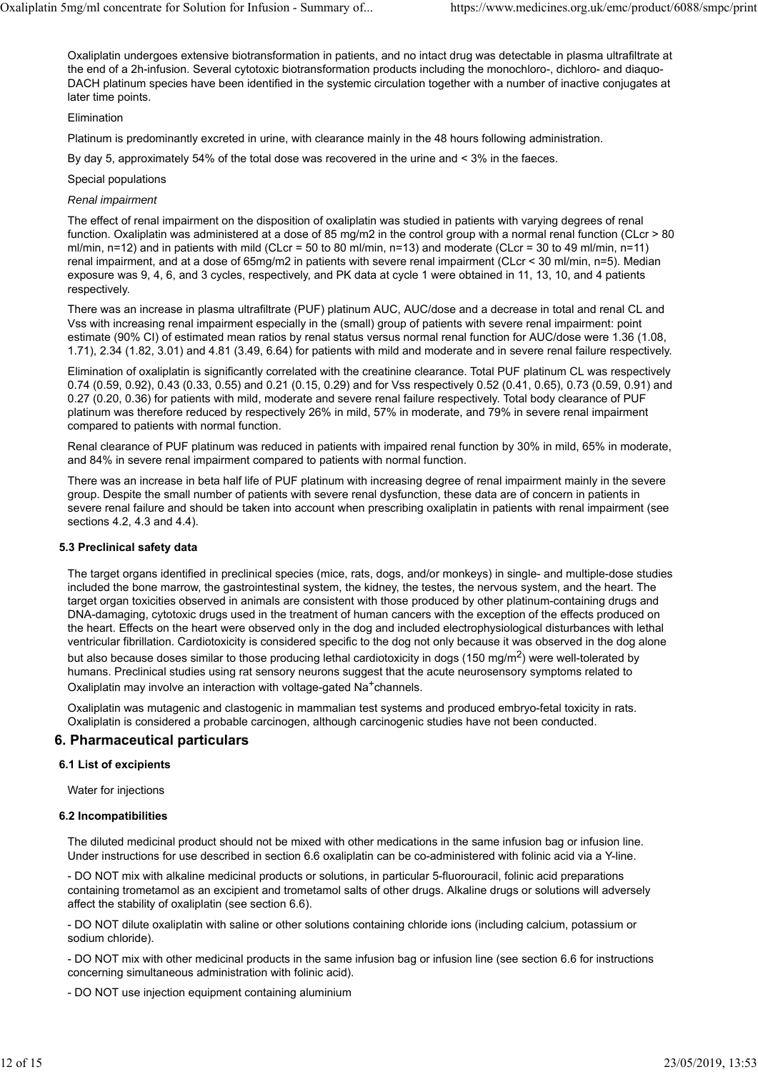Oxaliplatin undergoes extensive biotransformation in patients, and no intact drug was detectable in plasma ultrafiltrate at the end of a 2h-infusion. Several cytotoxic biotransformation products including the monochloro-, dichloro- and diaquo-DACH platinum species have been identified in the systemic circulation together with a number of inactive conjugates at later time points.

Elimination

Platinum is predominantly excreted in urine, with clearance mainly in the 48 hours following administration.

By day 5, approximately 54% of the total dose was recovered in the urine and < 3% in the faeces.

Special populations

*Renal impairment*

The effect of renal impairment on the disposition of oxaliplatin was studied in patients with varying degrees of renal function. Oxaliplatin was administered at a dose of 85 mg/m2 in the control group with a normal renal function (CLcr > 80 ml/min, n=12) and in patients with mild (CLcr = 50 to 80 ml/min, n=13) and moderate (CLcr = 30 to 49 ml/min, n=11) renal impairment, and at a dose of 65mg/m2 in patients with severe renal impairment (CLcr < 30 ml/min, n=5). Median exposure was 9, 4, 6, and 3 cycles, respectively, and PK data at cycle 1 were obtained in 11, 13, 10, and 4 patients respectively.

There was an increase in plasma ultrafiltrate (PUF) platinum AUC, AUC/dose and a decrease in total and renal CL and Vss with increasing renal impairment especially in the (small) group of patients with severe renal impairment: point estimate (90% CI) of estimated mean ratios by renal status versus normal renal function for AUC/dose were 1.36 (1.08, 1.71), 2.34 (1.82, 3.01) and 4.81 (3.49, 6.64) for patients with mild and moderate and in severe renal failure respectively.

Elimination of oxaliplatin is significantly correlated with the creatinine clearance. Total PUF platinum CL was respectively 0.74 (0.59, 0.92), 0.43 (0.33, 0.55) and 0.21 (0.15, 0.29) and for Vss respectively 0.52 (0.41, 0.65), 0.73 (0.59, 0.91) and 0.27 (0.20, 0.36) for patients with mild, moderate and severe renal failure respectively. Total body clearance of PUF platinum was therefore reduced by respectively 26% in mild, 57% in moderate, and 79% in severe renal impairment compared to patients with normal function.

Renal clearance of PUF platinum was reduced in patients with impaired renal function by 30% in mild, 65% in moderate, and 84% in severe renal impairment compared to patients with normal function.

There was an increase in beta half life of PUF platinum with increasing degree of renal impairment mainly in the severe group. Despite the small number of patients with severe renal dysfunction, these data are of concern in patients in severe renal failure and should be taken into account when prescribing oxaliplatin in patients with renal impairment (see sections 4.2, 4.3 and 4.4).

### 5.3 Preclinical safety data

The target organs identified in preclinical species (mice, rats, dogs, and/or monkeys) in single- and multiple-dose studies included the bone marrow, the gastrointestinal system, the kidney, the testes, the nervous system, and the heart. The target organ toxicities observed in animals are consistent with those produced by other platinum-containing drugs and DNA-damaging, cytotoxic drugs used in the treatment of human cancers with the exception of the effects produced on the heart. Effects on the heart were observed only in the dog and included electrophysiological disturbances with lethal ventricular fibrillation. Cardiotoxicity is considered specific to the dog not only because it was observed in the dog alone but also because doses similar to those producing lethal cardiotoxicity in dogs (150 mg/m$^2$) were well-tolerated by humans. Preclinical studies using rat sensory neurons suggest that the acute neurosensory symptoms related to Oxaliplatin may involve an interaction with voltage-gated $Na^+$channels.

Oxaliplatin was mutagenic and clastogenic in mammalian test systems and produced embryo-fetal toxicity in rats. Oxaliplatin is considered a probable carcinogen, although carcinogenic studies have not been conducted.

## 6. Pharmaceutical particulars

### 6.1 List of excipients

Water for injections

### 6.2 Incompatibilities

The diluted medicinal product should not be mixed with other medications in the same infusion bag or infusion line. Under instructions for use described in section 6.6 oxaliplatin can be co-administered with folinic acid via a Y-line.

- DO NOT mix with alkaline medicinal products or solutions, in particular 5-fluorouracil, folinic acid preparations containing trometamol as an excipient and trometamol salts of other drugs. Alkaline drugs or solutions will adversely affect the stability of oxaliplatin (see section 6.6).

- DO NOT dilute oxaliplatin with saline or other solutions containing chloride ions (including calcium, potassium or sodium chloride).

- DO NOT mix with other medicinal products in the same infusion bag or infusion line (see section 6.6 for instructions concerning simultaneous administration with folinic acid).

- DO NOT use injection equipment containing aluminium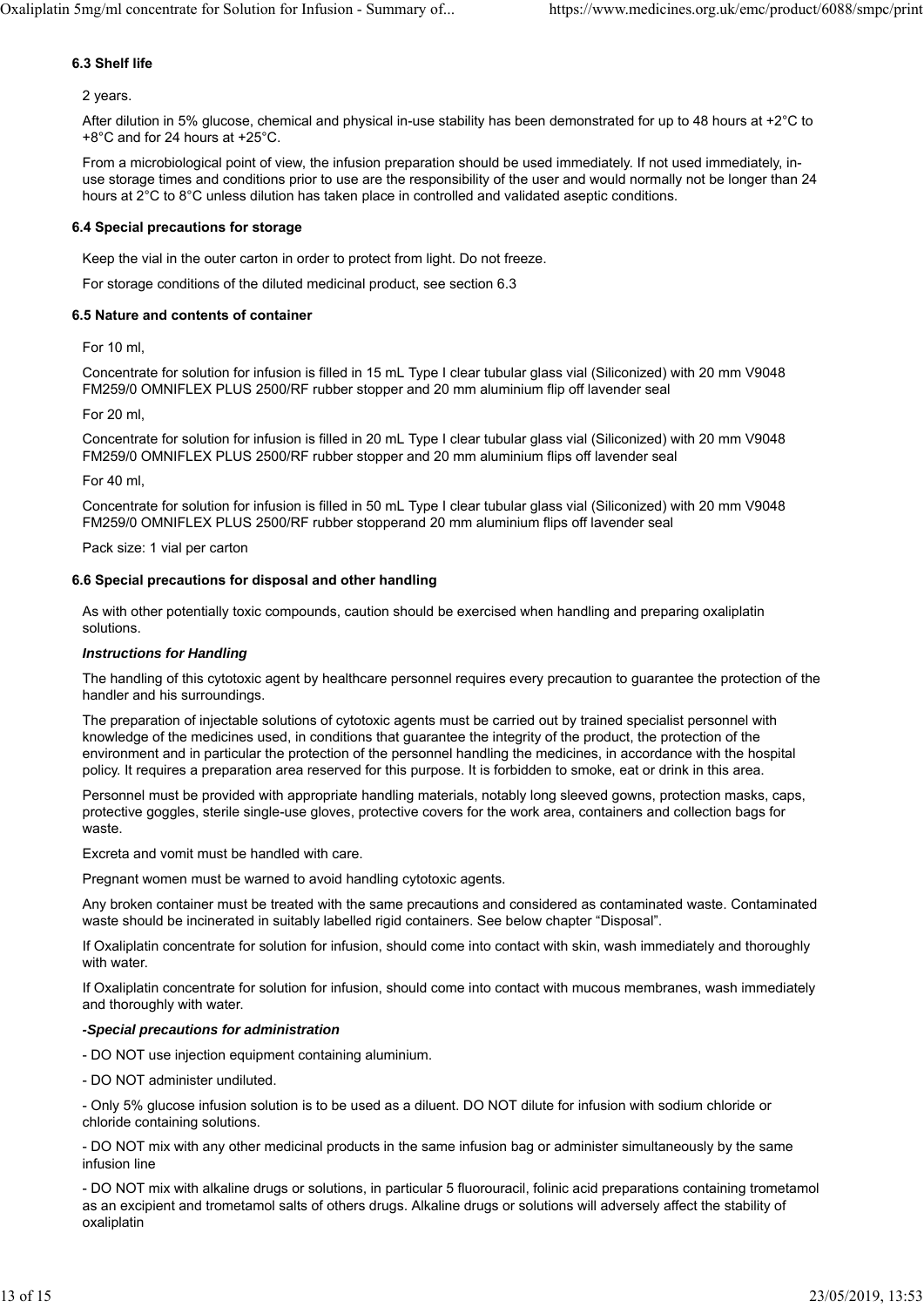### 6.3 Shelf life

2 years.

After dilution in 5% glucose, chemical and physical in-use stability has been demonstrated for up to 48 hours at +2°C to +8°C and for 24 hours at +25°C.

From a microbiological point of view, the infusion preparation should be used immediately. If not used immediately, in-use storage times and conditions prior to use are the responsibility of the user and would normally not be longer than 24 hours at 2°C to 8°C unless dilution has taken place in controlled and validated aseptic conditions.

### 6.4 Special precautions for storage

Keep the vial in the outer carton in order to protect from light. Do not freeze.

For storage conditions of the diluted medicinal product, see section 6.3

### 6.5 Nature and contents of container

For 10 ml,

Concentrate for solution for infusion is filled in 15 mL Type I clear tubular glass vial (Siliconized) with 20 mm V9048 FM259/0 OMNIFLEX PLUS 2500/RF rubber stopper and 20 mm aluminium flip off lavender seal

For 20 ml,

Concentrate for solution for infusion is filled in 20 mL Type I clear tubular glass vial (Siliconized) with 20 mm V9048 FM259/0 OMNIFLEX PLUS 2500/RF rubber stopper and 20 mm aluminium flips off lavender seal

For 40 ml,

Concentrate for solution for infusion is filled in 50 mL Type I clear tubular glass vial (Siliconized) with 20 mm V9048 FM259/0 OMNIFLEX PLUS 2500/RF rubber stopperand 20 mm aluminium flips off lavender seal

Pack size: 1 vial per carton

### 6.6 Special precautions for disposal and other handling

As with other potentially toxic compounds, caution should be exercised when handling and preparing oxaliplatin solutions.

***Instructions for Handling***

The handling of this cytotoxic agent by healthcare personnel requires every precaution to guarantee the protection of the handler and his surroundings.

The preparation of injectable solutions of cytotoxic agents must be carried out by trained specialist personnel with knowledge of the medicines used, in conditions that guarantee the integrity of the product, the protection of the environment and in particular the protection of the personnel handling the medicines, in accordance with the hospital policy. It requires a preparation area reserved for this purpose. It is forbidden to smoke, eat or drink in this area.

Personnel must be provided with appropriate handling materials, notably long sleeved gowns, protection masks, caps, protective goggles, sterile single-use gloves, protective covers for the work area, containers and collection bags for waste.

Excreta and vomit must be handled with care.

Pregnant women must be warned to avoid handling cytotoxic agents.

Any broken container must be treated with the same precautions and considered as contaminated waste. Contaminated waste should be incinerated in suitably labelled rigid containers. See below chapter "Disposal".

If Oxaliplatin concentrate for solution for infusion, should come into contact with skin, wash immediately and thoroughly with water.

If Oxaliplatin concentrate for solution for infusion, should come into contact with mucous membranes, wash immediately and thoroughly with water.

***-Special precautions for administration***

- DO NOT use injection equipment containing aluminium.

- DO NOT administer undiluted.

- Only 5% glucose infusion solution is to be used as a diluent. DO NOT dilute for infusion with sodium chloride or chloride containing solutions.

- DO NOT mix with any other medicinal products in the same infusion bag or administer simultaneously by the same infusion line

- DO NOT mix with alkaline drugs or solutions, in particular 5 fluorouracil, folinic acid preparations containing trometamol as an excipient and trometamol salts of others drugs. Alkaline drugs or solutions will adversely affect the stability of oxaliplatin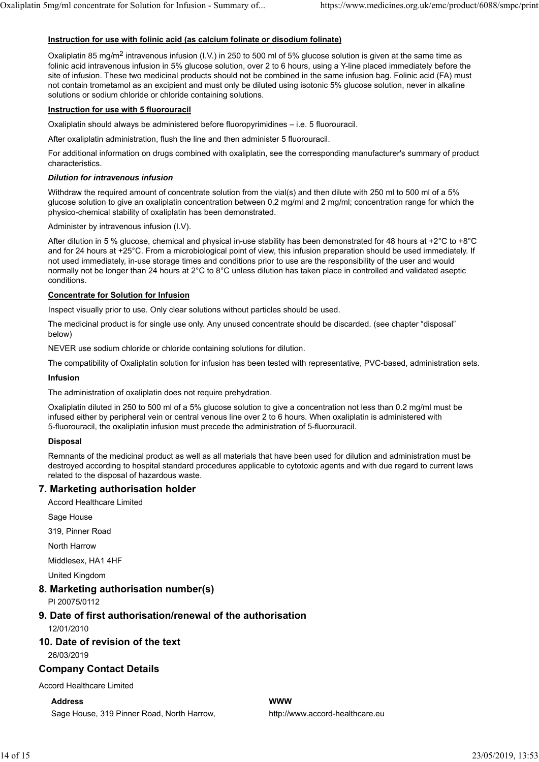**Instruction for use with folinic acid (as calcium folinate or disodium folinate)**

Oxaliplatin 85 mg/m$^2$ intravenous infusion (I.V.) in 250 to 500 ml of 5% glucose solution is given at the same time as folinic acid intravenous infusion in 5% glucose solution, over 2 to 6 hours, using a Y-line placed immediately before the site of infusion. These two medicinal products should not be combined in the same infusion bag. Folinic acid (FA) must not contain trometamol as an excipient and must only be diluted using isotonic 5% glucose solution, never in alkaline solutions or sodium chloride or chloride containing solutions.

**Instruction for use with 5 fluorouracil**

Oxaliplatin should always be administered before fluoropyrimidines – i.e. 5 fluorouracil.

After oxaliplatin administration, flush the line and then administer 5 fluorouracil.

For additional information on drugs combined with oxaliplatin, see the corresponding manufacturer's summary of product characteristics.

***Dilution for intravenous infusion***

Withdraw the required amount of concentrate solution from the vial(s) and then dilute with 250 ml to 500 ml of a 5% glucose solution to give an oxaliplatin concentration between 0.2 mg/ml and 2 mg/ml; concentration range for which the physico-chemical stability of oxaliplatin has been demonstrated.

Administer by intravenous infusion (I.V).

After dilution in 5 % glucose, chemical and physical in-use stability has been demonstrated for 48 hours at +2°C to +8°C and for 24 hours at +25°C. From a microbiological point of view, this infusion preparation should be used immediately. If not used immediately, in-use storage times and conditions prior to use are the responsibility of the user and would normally not be longer than 24 hours at 2°C to 8°C unless dilution has taken place in controlled and validated aseptic conditions.

**Concentrate for Solution for Infusion**

Inspect visually prior to use. Only clear solutions without particles should be used.

The medicinal product is for single use only. Any unused concentrate should be discarded. (see chapter "disposal" below)

NEVER use sodium chloride or chloride containing solutions for dilution.

The compatibility of Oxaliplatin solution for infusion has been tested with representative, PVC-based, administration sets.

**Infusion**

The administration of oxaliplatin does not require prehydration.

Oxaliplatin diluted in 250 to 500 ml of a 5% glucose solution to give a concentration not less than 0.2 mg/ml must be infused either by peripheral vein or central venous line over 2 to 6 hours. When oxaliplatin is administered with 5-fluorouracil, the oxaliplatin infusion must precede the administration of 5-fluorouracil.

**Disposal**

Remnants of the medicinal product as well as all materials that have been used for dilution and administration must be destroyed according to hospital standard procedures applicable to cytotoxic agents and with due regard to current laws related to the disposal of hazardous waste.

## 7. Marketing authorisation holder

Accord Healthcare Limited

Sage House

319, Pinner Road

North Harrow

Middlesex, HA1 4HF

United Kingdom

## 8. Marketing authorisation number(s)

Pl 20075/0112

## 9. Date of first authorisation/renewal of the authorisation

12/01/2010

## 10. Date of revision of the text

26/03/2019

## Company Contact Details

Accord Healthcare Limited

**Address**

Sage House, 319 Pinner Road, North Harrow,

**WWW**

http://www.accord-healthcare.eu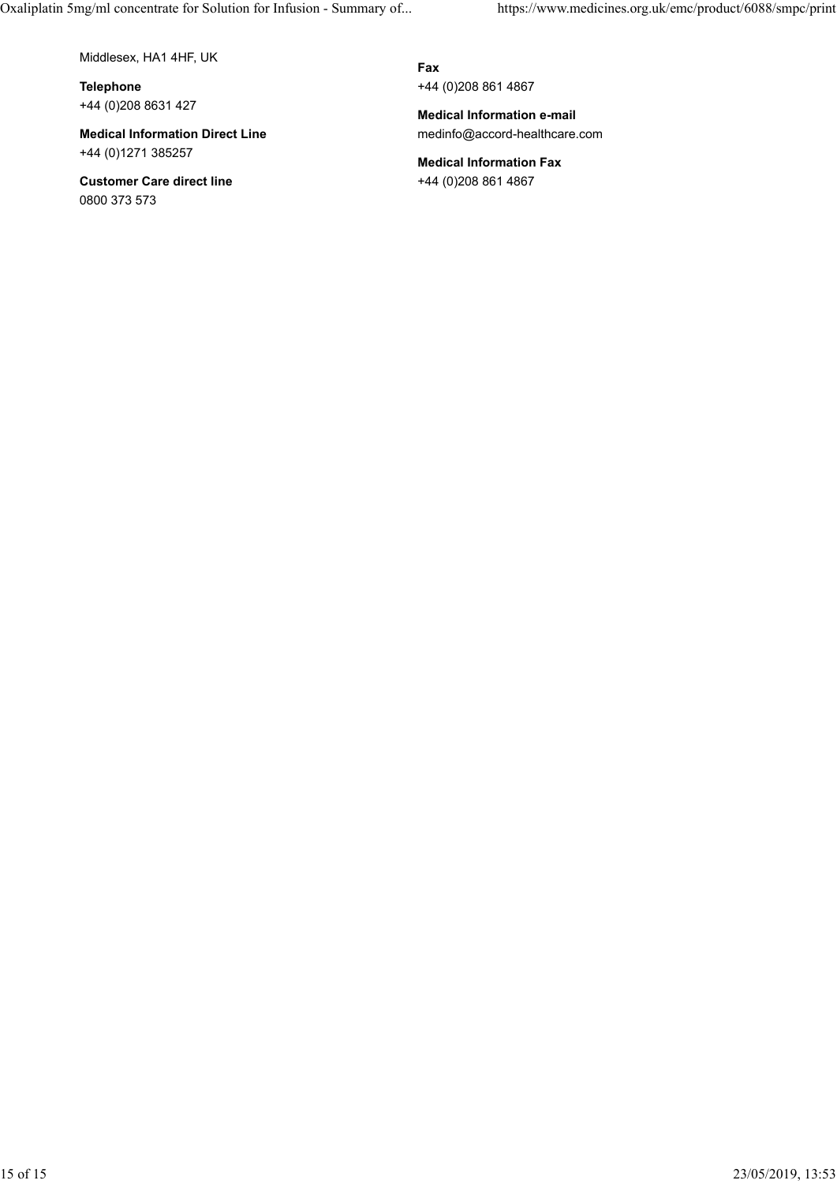Middlesex, HA1 4HF, UK

**Telephone**
+44 (0)208 8631 427

**Medical Information Direct Line**
+44 (0)1271 385257

**Customer Care direct line**
0800 373 573

**Fax**
+44 (0)208 861 4867

**Medical Information e-mail**
medinfo@accord-healthcare.com

**Medical Information Fax**
+44 (0)208 861 4867